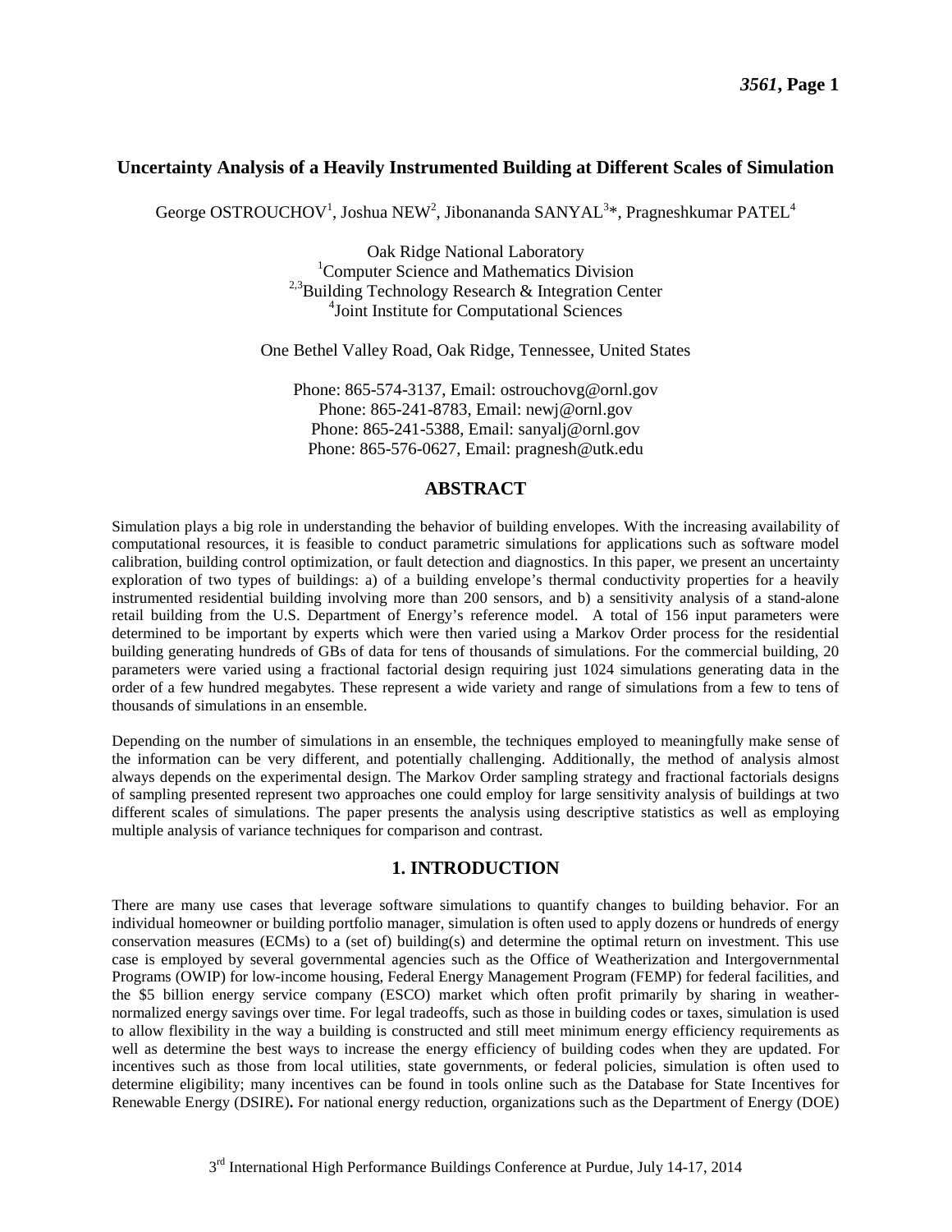# Uncertainty Analysis of a Heavily Instrumented Building at Different Scales of Simulation

George OSTROUCHOV[1], Joshua NEW[2], Jibonananda SANYAL[3]*, Pragneshkumar PATEL[4]

Oak Ridge National Laboratory
[1]Computer Science and Mathematics Division
[2,3]Building Technology Research & Integration Center
[4]Joint Institute for Computational Sciences

One Bethel Valley Road, Oak Ridge, Tennessee, United States

Phone: 865-574-3137, Email: ostrouchovg@ornl.gov
Phone: 865-241-8783, Email: newj@ornl.gov
Phone: 865-241-5388, Email: sanyalj@ornl.gov
Phone: 865-576-0627, Email: pragnesh@utk.edu

## ABSTRACT

Simulation plays a big role in understanding the behavior of building envelopes. With the increasing availability of computational resources, it is feasible to conduct parametric simulations for applications such as software model calibration, building control optimization, or fault detection and diagnostics. In this paper, we present an uncertainty exploration of two types of buildings: a) of a building envelope's thermal conductivity properties for a heavily instrumented residential building involving more than 200 sensors, and b) a sensitivity analysis of a stand-alone retail building from the U.S. Department of Energy's reference model. A total of 156 input parameters were determined to be important by experts which were then varied using a Markov Order process for the residential building generating hundreds of GBs of data for tens of thousands of simulations. For the commercial building, 20 parameters were varied using a fractional factorial design requiring just 1024 simulations generating data in the order of a few hundred megabytes. These represent a wide variety and range of simulations from a few to tens of thousands of simulations in an ensemble.

Depending on the number of simulations in an ensemble, the techniques employed to meaningfully make sense of the information can be very different, and potentially challenging. Additionally, the method of analysis almost always depends on the experimental design. The Markov Order sampling strategy and fractional factorials designs of sampling presented represent two approaches one could employ for large sensitivity analysis of buildings at two different scales of simulations. The paper presents the analysis using descriptive statistics as well as employing multiple analysis of variance techniques for comparison and contrast.

## 1. INTRODUCTION

There are many use cases that leverage software simulations to quantify changes to building behavior. For an individual homeowner or building portfolio manager, simulation is often used to apply dozens or hundreds of energy conservation measures (ECMs) to a (set of) building(s) and determine the optimal return on investment. This use case is employed by several governmental agencies such as the Office of Weatherization and Intergovernmental Programs (OWIP) for low-income housing, Federal Energy Management Program (FEMP) for federal facilities, and the $5 billion energy service company (ESCO) market which often profit primarily by sharing in weather-normalized energy savings over time. For legal tradeoffs, such as those in building codes or taxes, simulation is used to allow flexibility in the way a building is constructed and still meet minimum energy efficiency requirements as well as determine the best ways to increase the energy efficiency of building codes when they are updated. For incentives such as those from local utilities, state governments, or federal policies, simulation is often used to determine eligibility; many incentives can be found in tools online such as the Database for State Incentives for Renewable Energy (DSIRE)**.** For national energy reduction, organizations such as the Department of Energy (DOE)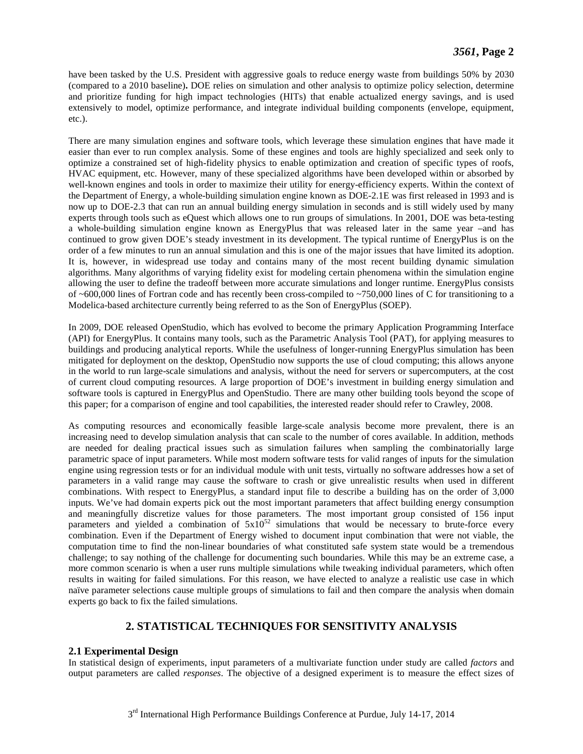have been tasked by the U.S. President with aggressive goals to reduce energy waste from buildings 50% by 2030 (compared to a 2010 baseline)**.** DOE relies on simulation and other analysis to optimize policy selection, determine and prioritize funding for high impact technologies (HITs) that enable actualized energy savings, and is used extensively to model, optimize performance, and integrate individual building components (envelope, equipment, etc.).

There are many simulation engines and software tools, which leverage these simulation engines that have made it easier than ever to run complex analysis. Some of these engines and tools are highly specialized and seek only to optimize a constrained set of high-fidelity physics to enable optimization and creation of specific types of roofs, HVAC equipment, etc. However, many of these specialized algorithms have been developed within or absorbed by well-known engines and tools in order to maximize their utility for energy-efficiency experts. Within the context of the Department of Energy, a whole-building simulation engine known as DOE-2.1E was first released in 1993 and is now up to DOE-2.3 that can run an annual building energy simulation in seconds and is still widely used by many experts through tools such as eQuest which allows one to run groups of simulations. In 2001, DOE was beta-testing a whole-building simulation engine known as EnergyPlus that was released later in the same year –and has continued to grow given DOE's steady investment in its development. The typical runtime of EnergyPlus is on the order of a few minutes to run an annual simulation and this is one of the major issues that have limited its adoption. It is, however, in widespread use today and contains many of the most recent building dynamic simulation algorithms. Many algorithms of varying fidelity exist for modeling certain phenomena within the simulation engine allowing the user to define the tradeoff between more accurate simulations and longer runtime. EnergyPlus consists of ~600,000 lines of Fortran code and has recently been cross-compiled to ~750,000 lines of C for transitioning to a Modelica-based architecture currently being referred to as the Son of EnergyPlus (SOEP).

In 2009, DOE released OpenStudio, which has evolved to become the primary Application Programming Interface (API) for EnergyPlus. It contains many tools, such as the Parametric Analysis Tool (PAT), for applying measures to buildings and producing analytical reports. While the usefulness of longer-running EnergyPlus simulation has been mitigated for deployment on the desktop, OpenStudio now supports the use of cloud computing; this allows anyone in the world to run large-scale simulations and analysis, without the need for servers or supercomputers, at the cost of current cloud computing resources. A large proportion of DOE's investment in building energy simulation and software tools is captured in EnergyPlus and OpenStudio. There are many other building tools beyond the scope of this paper; for a comparison of engine and tool capabilities, the interested reader should refer to Crawley, 2008.

As computing resources and economically feasible large-scale analysis become more prevalent, there is an increasing need to develop simulation analysis that can scale to the number of cores available. In addition, methods are needed for dealing practical issues such as simulation failures when sampling the combinatorially large parametric space of input parameters. While most modern software tests for valid ranges of inputs for the simulation engine using regression tests or for an individual module with unit tests, virtually no software addresses how a set of parameters in a valid range may cause the software to crash or give unrealistic results when used in different combinations. With respect to EnergyPlus, a standard input file to describe a building has on the order of 3,000 inputs. We've had domain experts pick out the most important parameters that affect building energy consumption and meaningfully discretize values for those parameters. The most important group consisted of 156 input parameters and yielded a combination of $5x10^{52}$ simulations that would be necessary to brute-force every combination. Even if the Department of Energy wished to document input combination that were not viable, the computation time to find the non-linear boundaries of what constituted safe system state would be a tremendous challenge; to say nothing of the challenge for documenting such boundaries. While this may be an extreme case, a more common scenario is when a user runs multiple simulations while tweaking individual parameters, which often results in waiting for failed simulations. For this reason, we have elected to analyze a realistic use case in which naïve parameter selections cause multiple groups of simulations to fail and then compare the analysis when domain experts go back to fix the failed simulations.

## 2. STATISTICAL TECHNIQUES FOR SENSITIVITY ANALYSIS

### 2.1 Experimental Design

In statistical design of experiments, input parameters of a multivariate function under study are called *factors* and output parameters are called *responses*. The objective of a designed experiment is to measure the effect sizes of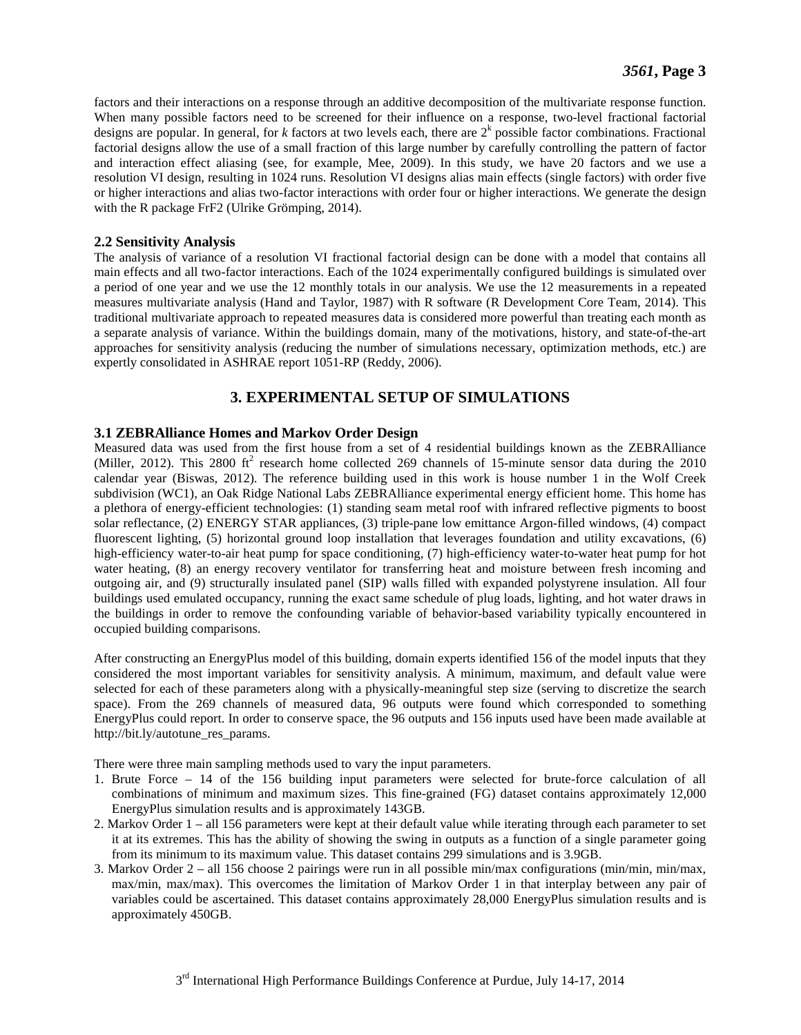factors and their interactions on a response through an additive decomposition of the multivariate response function. When many possible factors need to be screened for their influence on a response, two-level fractional factorial designs are popular. In general, for $k$ factors at two levels each, there are $2^k$ possible factor combinations. Fractional factorial designs allow the use of a small fraction of this large number by carefully controlling the pattern of factor and interaction effect aliasing (see, for example, Mee, 2009). In this study, we have 20 factors and we use a resolution VI design, resulting in 1024 runs. Resolution VI designs alias main effects (single factors) with order five or higher interactions and alias two-factor interactions with order four or higher interactions. We generate the design with the R package FrF2 (Ulrike Grömping, 2014).

### 2.2 Sensitivity Analysis

The analysis of variance of a resolution VI fractional factorial design can be done with a model that contains all main effects and all two-factor interactions. Each of the 1024 experimentally configured buildings is simulated over a period of one year and we use the 12 monthly totals in our analysis. We use the 12 measurements in a repeated measures multivariate analysis (Hand and Taylor, 1987) with R software (R Development Core Team, 2014). This traditional multivariate approach to repeated measures data is considered more powerful than treating each month as a separate analysis of variance. Within the buildings domain, many of the motivations, history, and state-of-the-art approaches for sensitivity analysis (reducing the number of simulations necessary, optimization methods, etc.) are expertly consolidated in ASHRAE report 1051-RP (Reddy, 2006).

## 3. EXPERIMENTAL SETUP OF SIMULATIONS

### 3.1 ZEBRAlliance Homes and Markov Order Design

Measured data was used from the first house from a set of 4 residential buildings known as the ZEBRAlliance (Miller, 2012). This 2800 ft$^2$ research home collected 269 channels of 15-minute sensor data during the 2010 calendar year (Biswas, 2012). The reference building used in this work is house number 1 in the Wolf Creek subdivision (WC1), an Oak Ridge National Labs ZEBRAlliance experimental energy efficient home. This home has a plethora of energy-efficient technologies: (1) standing seam metal roof with infrared reflective pigments to boost solar reflectance, (2) ENERGY STAR appliances, (3) triple-pane low emittance Argon-filled windows, (4) compact fluorescent lighting, (5) horizontal ground loop installation that leverages foundation and utility excavations, (6) high-efficiency water-to-air heat pump for space conditioning, (7) high-efficiency water-to-water heat pump for hot water heating, (8) an energy recovery ventilator for transferring heat and moisture between fresh incoming and outgoing air, and (9) structurally insulated panel (SIP) walls filled with expanded polystyrene insulation. All four buildings used emulated occupancy, running the exact same schedule of plug loads, lighting, and hot water draws in the buildings in order to remove the confounding variable of behavior-based variability typically encountered in occupied building comparisons.

After constructing an EnergyPlus model of this building, domain experts identified 156 of the model inputs that they considered the most important variables for sensitivity analysis. A minimum, maximum, and default value were selected for each of these parameters along with a physically-meaningful step size (serving to discretize the search space). From the 269 channels of measured data, 96 outputs were found which corresponded to something EnergyPlus could report. In order to conserve space, the 96 outputs and 156 inputs used have been made available at http://bit.ly/autotune_res_params.

There were three main sampling methods used to vary the input parameters.

1. Brute Force – 14 of the 156 building input parameters were selected for brute-force calculation of all combinations of minimum and maximum sizes. This fine-grained (FG) dataset contains approximately 12,000 EnergyPlus simulation results and is approximately 143GB.
2. Markov Order 1 – all 156 parameters were kept at their default value while iterating through each parameter to set it at its extremes. This has the ability of showing the swing in outputs as a function of a single parameter going from its minimum to its maximum value. This dataset contains 299 simulations and is 3.9GB.
3. Markov Order 2 – all 156 choose 2 pairings were run in all possible min/max configurations (min/min, min/max, max/min, max/max). This overcomes the limitation of Markov Order 1 in that interplay between any pair of variables could be ascertained. This dataset contains approximately 28,000 EnergyPlus simulation results and is approximately 450GB.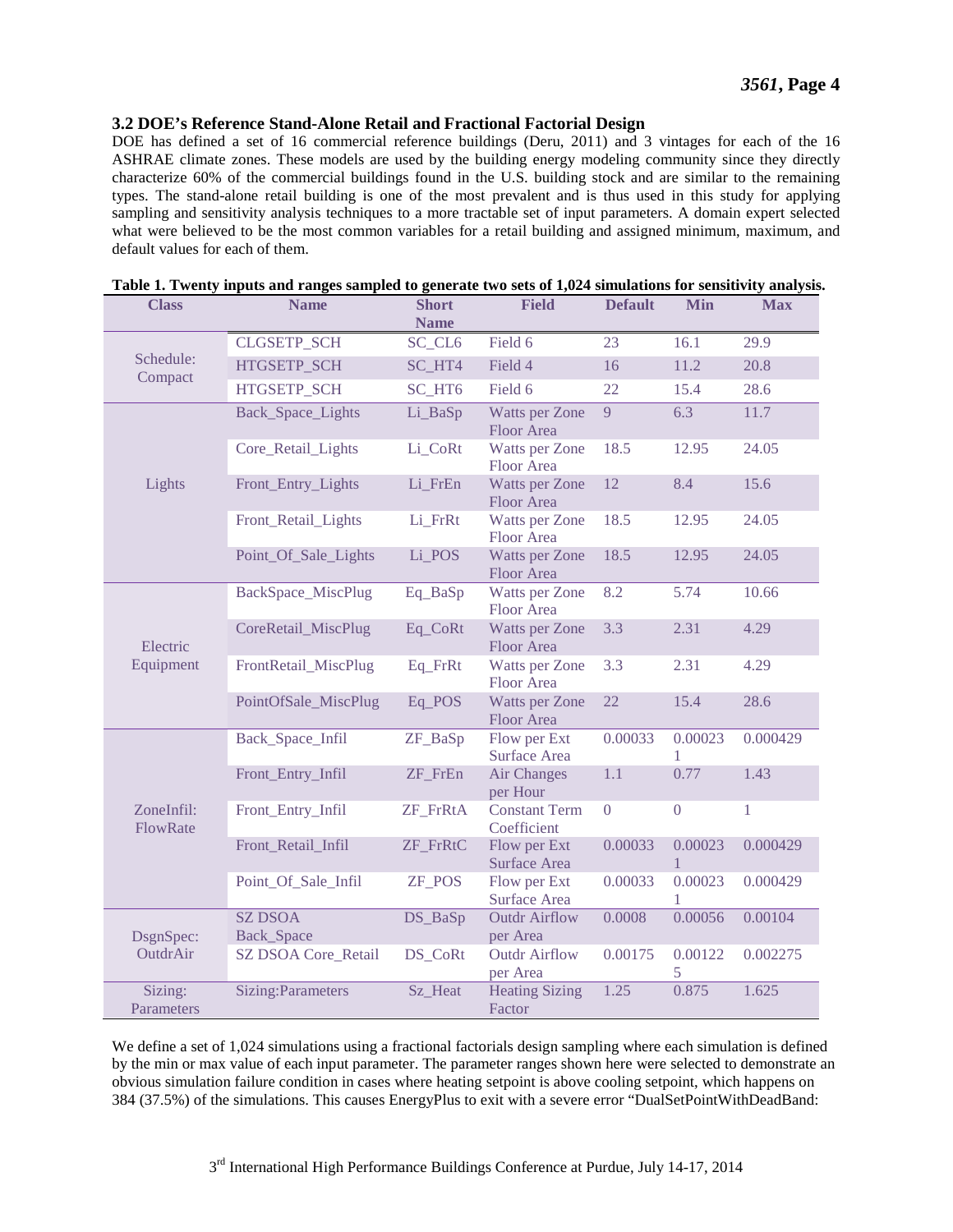### 3.2 DOE's Reference Stand-Alone Retail and Fractional Factorial Design

DOE has defined a set of 16 commercial reference buildings (Deru, 2011) and 3 vintages for each of the 16 ASHRAE climate zones. These models are used by the building energy modeling community since they directly characterize 60% of the commercial buildings found in the U.S. building stock and are similar to the remaining types. The stand-alone retail building is one of the most prevalent and is thus used in this study for applying sampling and sensitivity analysis techniques to a more tractable set of input parameters. A domain expert selected what were believed to be the most common variables for a retail building and assigned minimum, maximum, and default values for each of them.

**Table 1. Twenty inputs and ranges sampled to generate two sets of 1,024 simulations for sensitivity analysis.**

| Class | Name | Short Name | Field | Default | Min | Max |
|---|---|---|---|---|---|---|
| Schedule: Compact | CLGSETP_SCH | SC_CL6 | Field 6 | 23 | 16.1 | 29.9 |
| | HTGSETP_SCH | SC_HT4 | Field 4 | 16 | 11.2 | 20.8 |
| | HTGSETP_SCH | SC_HT6 | Field 6 | 22 | 15.4 | 28.6 |
| Lights | Back_Space_Lights | Li_BaSp | Watts per Zone Floor Area | 9 | 6.3 | 11.7 |
| | Core_Retail_Lights | Li_CoRt | Watts per Zone Floor Area | 18.5 | 12.95 | 24.05 |
| | Front_Entry_Lights | Li_FrEn | Watts per Zone Floor Area | 12 | 8.4 | 15.6 |
| | Front_Retail_Lights | Li_FrRt | Watts per Zone Floor Area | 18.5 | 12.95 | 24.05 |
| | Point_Of_Sale_Lights | Li_POS | Watts per Zone Floor Area | 18.5 | 12.95 | 24.05 |
| Electric Equipment | BackSpace_MiscPlug | Eq_BaSp | Watts per Zone Floor Area | 8.2 | 5.74 | 10.66 |
| | CoreRetail_MiscPlug | Eq_CoRt | Watts per Zone Floor Area | 3.3 | 2.31 | 4.29 |
| | FrontRetail_MiscPlug | Eq_FrRt | Watts per Zone Floor Area | 3.3 | 2.31 | 4.29 |
| | PointOfSale_MiscPlug | Eq_POS | Watts per Zone Floor Area | 22 | 15.4 | 28.6 |
| ZoneInfil: FlowRate | Back_Space_Infil | ZF_BaSp | Flow per Ext Surface Area | 0.00033 | 0.000231 | 0.000429 |
| | Front_Entry_Infil | ZF_FrEn | Air Changes per Hour | 1.1 | 0.77 | 1.43 |
| | Front_Entry_Infil | ZF_FrRtA | Constant Term Coefficient | 0 | 0 | 1 |
| | Front_Retail_Infil | ZF_FrRtC | Flow per Ext Surface Area | 0.00033 | 0.000231 | 0.000429 |
| | Point_Of_Sale_Infil | ZF_POS | Flow per Ext Surface Area | 0.00033 | 0.000231 | 0.000429 |
| DsgnSpec: OutdrAir | SZ DSOA Back_Space | DS_BaSp | Outdr Airflow per Area | 0.0008 | 0.00056 | 0.00104 |
| | SZ DSOA Core_Retail | DS_CoRt | Outdr Airflow per Area | 0.00175 | 0.001225 | 0.002275 |
| Sizing: Parameters | Sizing:Parameters | Sz_Heat | Heating Sizing Factor | 1.25 | 0.875 | 1.625 |

We define a set of 1,024 simulations using a fractional factorials design sampling where each simulation is defined by the min or max value of each input parameter. The parameter ranges shown here were selected to demonstrate an obvious simulation failure condition in cases where heating setpoint is above cooling setpoint, which happens on 384 (37.5%) of the simulations. This causes EnergyPlus to exit with a severe error "DualSetPointWithDeadBand: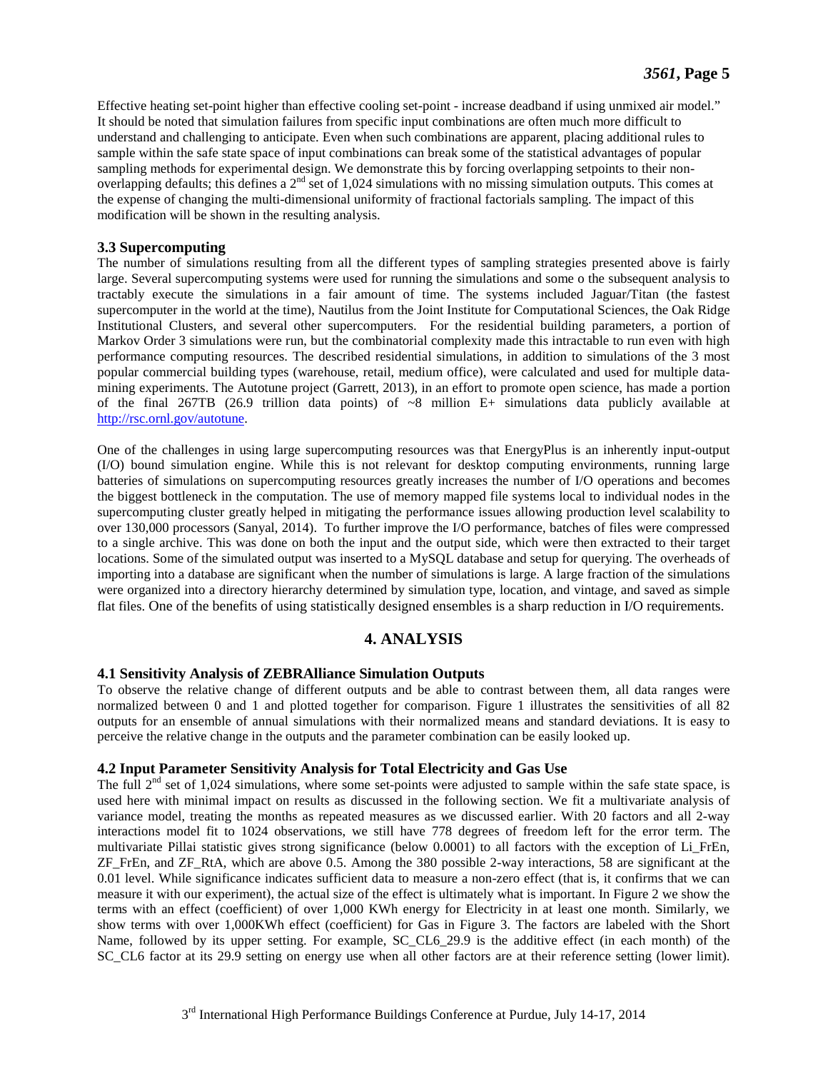Effective heating set-point higher than effective cooling set-point - increase deadband if using unmixed air model." It should be noted that simulation failures from specific input combinations are often much more difficult to understand and challenging to anticipate. Even when such combinations are apparent, placing additional rules to sample within the safe state space of input combinations can break some of the statistical advantages of popular sampling methods for experimental design. We demonstrate this by forcing overlapping setpoints to their non-overlapping defaults; this defines a $2^{nd}$ set of 1,024 simulations with no missing simulation outputs. This comes at the expense of changing the multi-dimensional uniformity of fractional factorials sampling. The impact of this modification will be shown in the resulting analysis.

### 3.3 Supercomputing

The number of simulations resulting from all the different types of sampling strategies presented above is fairly large. Several supercomputing systems were used for running the simulations and some o the subsequent analysis to tractably execute the simulations in a fair amount of time. The systems included Jaguar/Titan (the fastest supercomputer in the world at the time), Nautilus from the Joint Institute for Computational Sciences, the Oak Ridge Institutional Clusters, and several other supercomputers. For the residential building parameters, a portion of Markov Order 3 simulations were run, but the combinatorial complexity made this intractable to run even with high performance computing resources. The described residential simulations, in addition to simulations of the 3 most popular commercial building types (warehouse, retail, medium office), were calculated and used for multiple data-mining experiments. The Autotune project (Garrett, 2013), in an effort to promote open science, has made a portion of the final 267TB (26.9 trillion data points) of ~8 million E+ simulations data publicly available at http://rsc.ornl.gov/autotune.

One of the challenges in using large supercomputing resources was that EnergyPlus is an inherently input-output (I/O) bound simulation engine. While this is not relevant for desktop computing environments, running large batteries of simulations on supercomputing resources greatly increases the number of I/O operations and becomes the biggest bottleneck in the computation. The use of memory mapped file systems local to individual nodes in the supercomputing cluster greatly helped in mitigating the performance issues allowing production level scalability to over 130,000 processors (Sanyal, 2014). To further improve the I/O performance, batches of files were compressed to a single archive. This was done on both the input and the output side, which were then extracted to their target locations. Some of the simulated output was inserted to a MySQL database and setup for querying. The overheads of importing into a database are significant when the number of simulations is large. A large fraction of the simulations were organized into a directory hierarchy determined by simulation type, location, and vintage, and saved as simple flat files. One of the benefits of using statistically designed ensembles is a sharp reduction in I/O requirements.

## 4. ANALYSIS

### 4.1 Sensitivity Analysis of ZEBRAlliance Simulation Outputs

To observe the relative change of different outputs and be able to contrast between them, all data ranges were normalized between 0 and 1 and plotted together for comparison. Figure 1 illustrates the sensitivities of all 82 outputs for an ensemble of annual simulations with their normalized means and standard deviations. It is easy to perceive the relative change in the outputs and the parameter combination can be easily looked up.

### 4.2 Input Parameter Sensitivity Analysis for Total Electricity and Gas Use

The full $2^{nd}$ set of 1,024 simulations, where some set-points were adjusted to sample within the safe state space, is used here with minimal impact on results as discussed in the following section. We fit a multivariate analysis of variance model, treating the months as repeated measures as we discussed earlier. With 20 factors and all 2-way interactions model fit to 1024 observations, we still have 778 degrees of freedom left for the error term. The multivariate Pillai statistic gives strong significance (below 0.0001) to all factors with the exception of Li_FrEn, ZF_FrEn, and ZF_RtA, which are above 0.5. Among the 380 possible 2-way interactions, 58 are significant at the 0.01 level. While significance indicates sufficient data to measure a non-zero effect (that is, it confirms that we can measure it with our experiment), the actual size of the effect is ultimately what is important. In Figure 2 we show the terms with an effect (coefficient) of over 1,000 KWh energy for Electricity in at least one month. Similarly, we show terms with over 1,000KWh effect (coefficient) for Gas in Figure 3. The factors are labeled with the Short Name, followed by its upper setting. For example, SC_CL6_29.9 is the additive effect (in each month) of the SC_CL6 factor at its 29.9 setting on energy use when all other factors are at their reference setting (lower limit).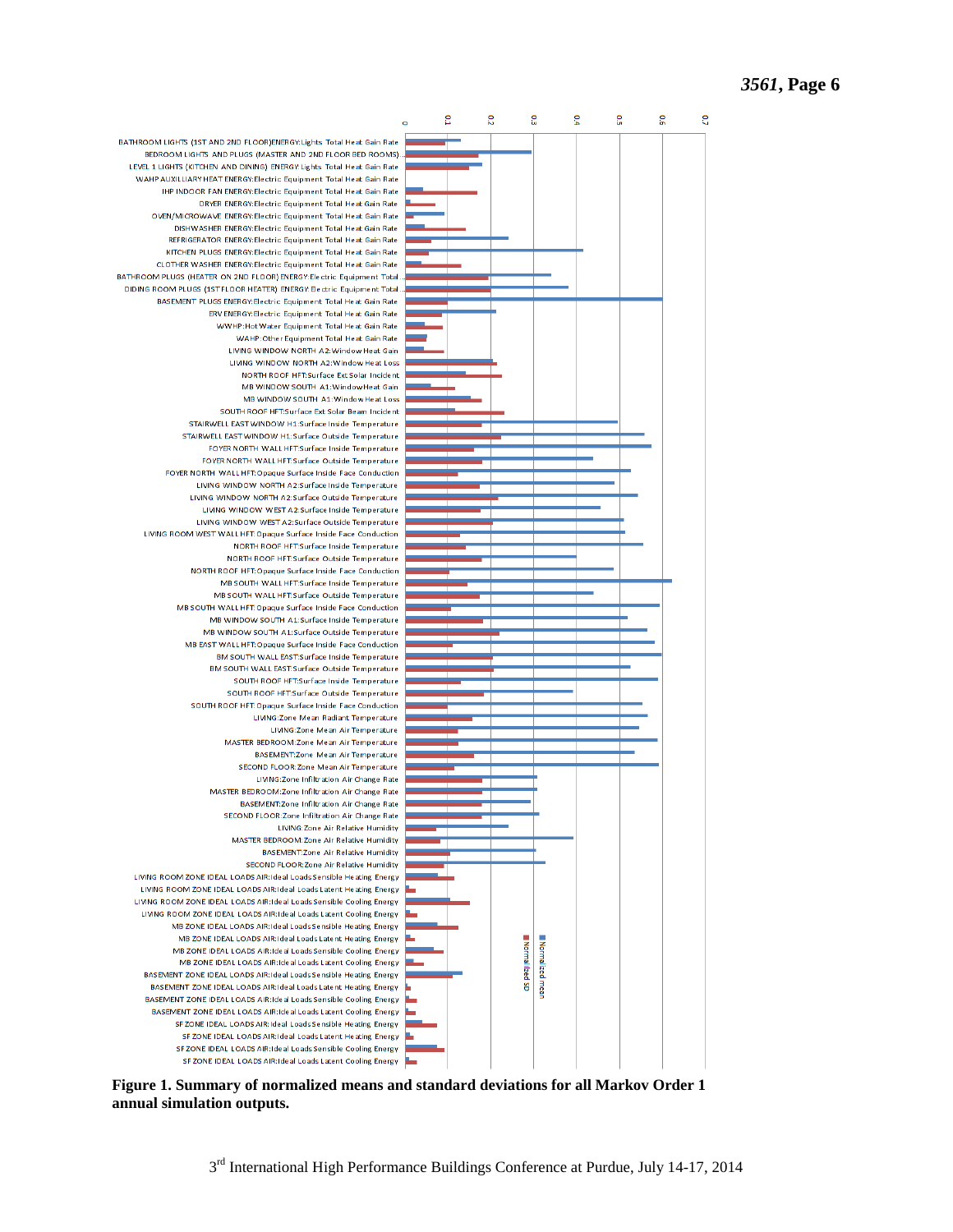**Figure 1. Summary of normalized means and standard deviations for all Markov Order 1 annual simulation outputs.**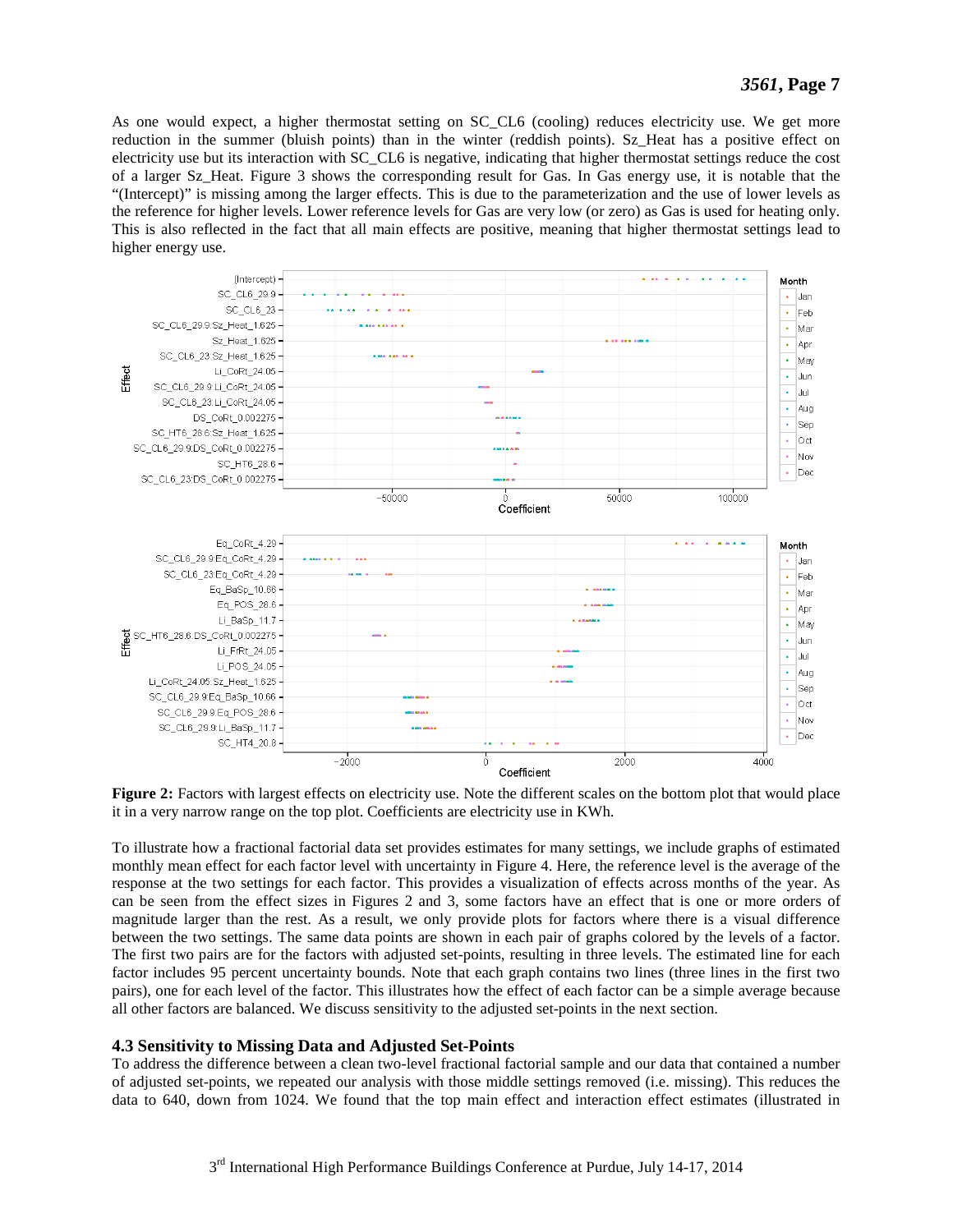As one would expect, a higher thermostat setting on SC_CL6 (cooling) reduces electricity use. We get more reduction in the summer (bluish points) than in the winter (reddish points). Sz_Heat has a positive effect on electricity use but its interaction with SC_CL6 is negative, indicating that higher thermostat settings reduce the cost of a larger Sz_Heat. Figure 3 shows the corresponding result for Gas. In Gas energy use, it is notable that the "(Intercept)" is missing among the larger effects. This is due to the parameterization and the use of lower levels as the reference for higher levels. Lower reference levels for Gas are very low (or zero) as Gas is used for heating only. This is also reflected in the fact that all main effects are positive, meaning that higher thermostat settings lead to higher energy use.

**Figure 2:** Factors with largest effects on electricity use. Note the different scales on the bottom plot that would place it in a very narrow range on the top plot. Coefficients are electricity use in KWh.

To illustrate how a fractional factorial data set provides estimates for many settings, we include graphs of estimated monthly mean effect for each factor level with uncertainty in Figure 4. Here, the reference level is the average of the response at the two settings for each factor. This provides a visualization of effects across months of the year. As can be seen from the effect sizes in Figures 2 and 3, some factors have an effect that is one or more orders of magnitude larger than the rest. As a result, we only provide plots for factors where there is a visual difference between the two settings. The same data points are shown in each pair of graphs colored by the levels of a factor. The first two pairs are for the factors with adjusted set-points, resulting in three levels. The estimated line for each factor includes 95 percent uncertainty bounds. Note that each graph contains two lines (three lines in the first two pairs), one for each level of the factor. This illustrates how the effect of each factor can be a simple average because all other factors are balanced. We discuss sensitivity to the adjusted set-points in the next section.

### 4.3 Sensitivity to Missing Data and Adjusted Set-Points

To address the difference between a clean two-level fractional factorial sample and our data that contained a number of adjusted set-points, we repeated our analysis with those middle settings removed (i.e. missing). This reduces the data to 640, down from 1024. We found that the top main effect and interaction effect estimates (illustrated in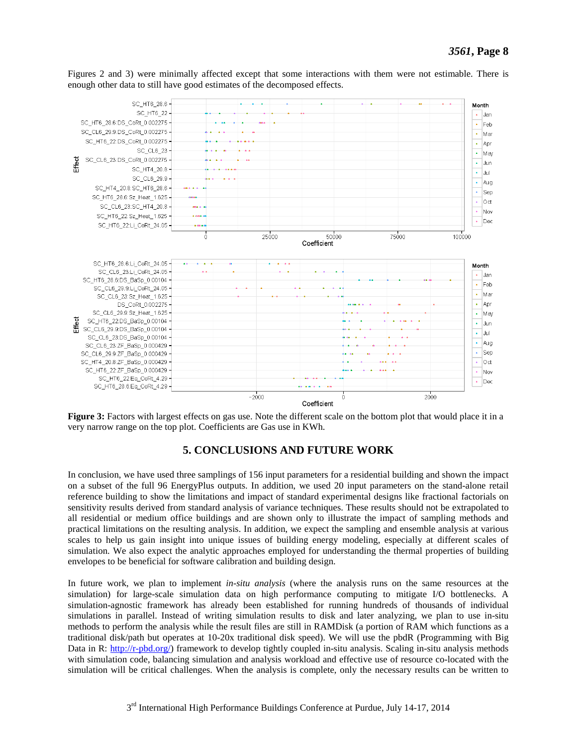Figures 2 and 3) were minimally affected except that some interactions with them were not estimable. There is enough other data to still have good estimates of the decomposed effects.

**Figure 3:** Factors with largest effects on gas use. Note the different scale on the bottom plot that would place it in a very narrow range on the top plot. Coefficients are Gas use in KWh.

## 5. CONCLUSIONS AND FUTURE WORK

In conclusion, we have used three samplings of 156 input parameters for a residential building and shown the impact on a subset of the full 96 EnergyPlus outputs. In addition, we used 20 input parameters on the stand-alone retail reference building to show the limitations and impact of standard experimental designs like fractional factorials on sensitivity results derived from standard analysis of variance techniques. These results should not be extrapolated to all residential or medium office buildings and are shown only to illustrate the impact of sampling methods and practical limitations on the resulting analysis. In addition, we expect the sampling and ensemble analysis at various scales to help us gain insight into unique issues of building energy modeling, especially at different scales of simulation. We also expect the analytic approaches employed for understanding the thermal properties of building envelopes to be beneficial for software calibration and building design.

In future work, we plan to implement *in-situ analysis* (where the analysis runs on the same resources at the simulation) for large-scale simulation data on high performance computing to mitigate I/O bottlenecks. A simulation-agnostic framework has already been established for running hundreds of thousands of individual simulations in parallel. Instead of writing simulation results to disk and later analyzing, we plan to use in-situ methods to perform the analysis while the result files are still in RAMDisk (a portion of RAM which functions as a traditional disk/path but operates at 10-20x traditional disk speed). We will use the pbdR (Programming with Big Data in R: http://r-pbd.org/) framework to develop tightly coupled in-situ analysis. Scaling in-situ analysis methods with simulation code, balancing simulation and analysis workload and effective use of resource co-located with the simulation will be critical challenges. When the analysis is complete, only the necessary results can be written to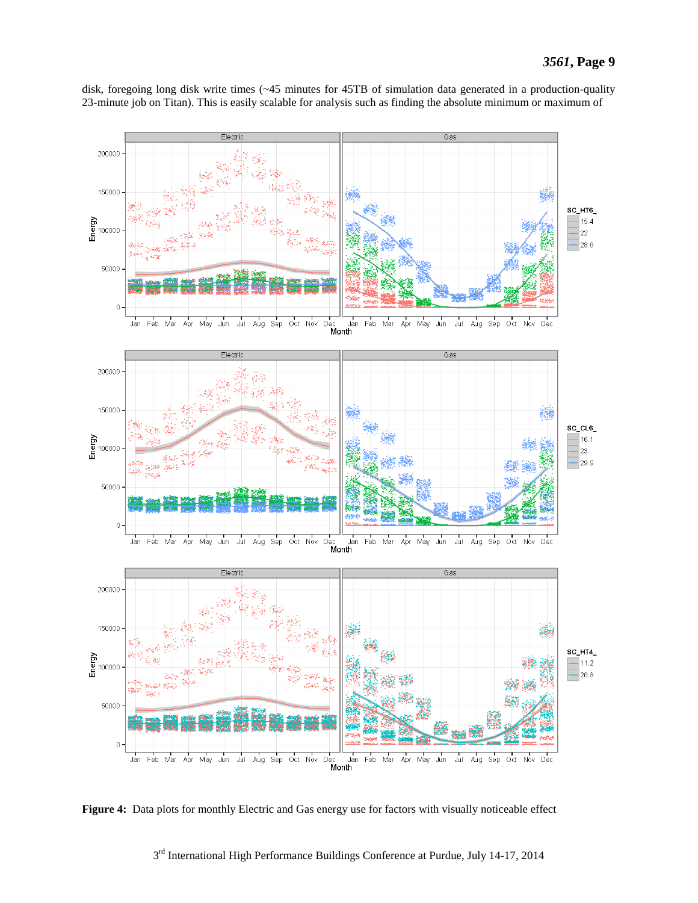disk, foregoing long disk write times (~45 minutes for 45TB of simulation data generated in a production-quality 23-minute job on Titan). This is easily scalable for analysis such as finding the absolute minimum or maximum of

**Figure 4:** Data plots for monthly Electric and Gas energy use for factors with visually noticeable effect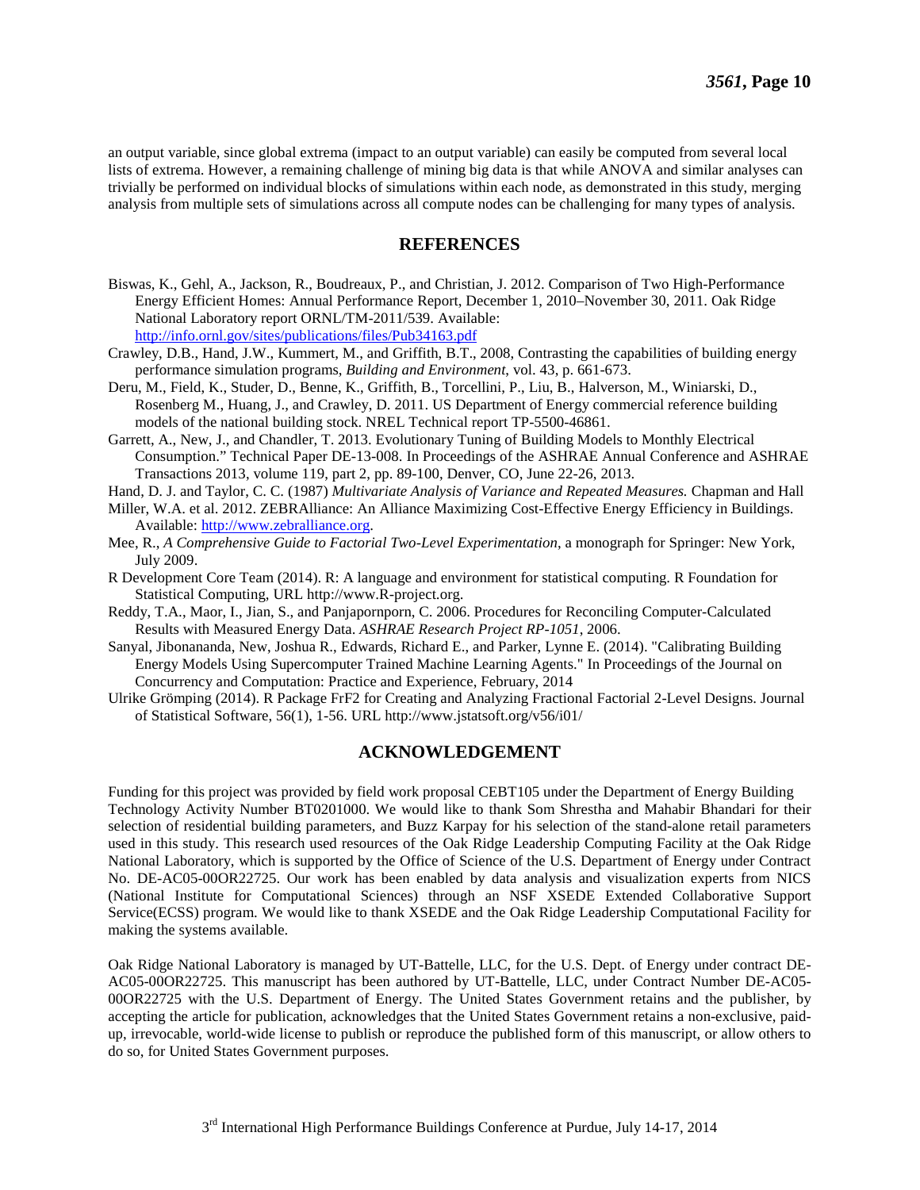an output variable, since global extrema (impact to an output variable) can easily be computed from several local lists of extrema. However, a remaining challenge of mining big data is that while ANOVA and similar analyses can trivially be performed on individual blocks of simulations within each node, as demonstrated in this study, merging analysis from multiple sets of simulations across all compute nodes can be challenging for many types of analysis.

## REFERENCES

Biswas, K., Gehl, A., Jackson, R., Boudreaux, P., and Christian, J. 2012. Comparison of Two High-Performance Energy Efficient Homes: Annual Performance Report, December 1, 2010–November 30, 2011. Oak Ridge National Laboratory report ORNL/TM-2011/539. Available: http://info.ornl.gov/sites/publications/files/Pub34163.pdf

Crawley, D.B., Hand, J.W., Kummert, M., and Griffith, B.T., 2008, Contrasting the capabilities of building energy performance simulation programs, *Building and Environment*, vol. 43, p. 661-673.

Deru, M., Field, K., Studer, D., Benne, K., Griffith, B., Torcellini, P., Liu, B., Halverson, M., Winiarski, D., Rosenberg M., Huang, J., and Crawley, D. 2011. US Department of Energy commercial reference building models of the national building stock. NREL Technical report TP-5500-46861.

Garrett, A., New, J., and Chandler, T. 2013. Evolutionary Tuning of Building Models to Monthly Electrical Consumption." Technical Paper DE-13-008. In Proceedings of the ASHRAE Annual Conference and ASHRAE Transactions 2013, volume 119, part 2, pp. 89-100, Denver, CO, June 22-26, 2013.

Hand, D. J. and Taylor, C. C. (1987) *Multivariate Analysis of Variance and Repeated Measures.* Chapman and Hall

Miller, W.A. et al. 2012. ZEBRAlliance: An Alliance Maximizing Cost-Effective Energy Efficiency in Buildings. Available: http://www.zebralliance.org.

Mee, R., *A Comprehensive Guide to Factorial Two-Level Experimentation*, a monograph for Springer: New York, July 2009.

R Development Core Team (2014). R: A language and environment for statistical computing. R Foundation for Statistical Computing, URL http://www.R-project.org.

Reddy, T.A., Maor, I., Jian, S., and Panjapornporn, C. 2006. Procedures for Reconciling Computer-Calculated Results with Measured Energy Data. *ASHRAE Research Project RP-1051*, 2006.

Sanyal, Jibonananda, New, Joshua R., Edwards, Richard E., and Parker, Lynne E. (2014). "Calibrating Building Energy Models Using Supercomputer Trained Machine Learning Agents." In Proceedings of the Journal on Concurrency and Computation: Practice and Experience, February, 2014

Ulrike Grömping (2014). R Package FrF2 for Creating and Analyzing Fractional Factorial 2-Level Designs. Journal of Statistical Software, 56(1), 1-56. URL http://www.jstatsoft.org/v56/i01/

## ACKNOWLEDGEMENT

Funding for this project was provided by field work proposal CEBT105 under the Department of Energy Building Technology Activity Number BT0201000. We would like to thank Som Shrestha and Mahabir Bhandari for their selection of residential building parameters, and Buzz Karpay for his selection of the stand-alone retail parameters used in this study. This research used resources of the Oak Ridge Leadership Computing Facility at the Oak Ridge National Laboratory, which is supported by the Office of Science of the U.S. Department of Energy under Contract No. DE-AC05-00OR22725. Our work has been enabled by data analysis and visualization experts from NICS (National Institute for Computational Sciences) through an NSF XSEDE Extended Collaborative Support Service(ECSS) program. We would like to thank XSEDE and the Oak Ridge Leadership Computational Facility for making the systems available.

Oak Ridge National Laboratory is managed by UT-Battelle, LLC, for the U.S. Dept. of Energy under contract DE-AC05-00OR22725. This manuscript has been authored by UT-Battelle, LLC, under Contract Number DE-AC05-00OR22725 with the U.S. Department of Energy. The United States Government retains and the publisher, by accepting the article for publication, acknowledges that the United States Government retains a non-exclusive, paid-up, irrevocable, world-wide license to publish or reproduce the published form of this manuscript, or allow others to do so, for United States Government purposes.